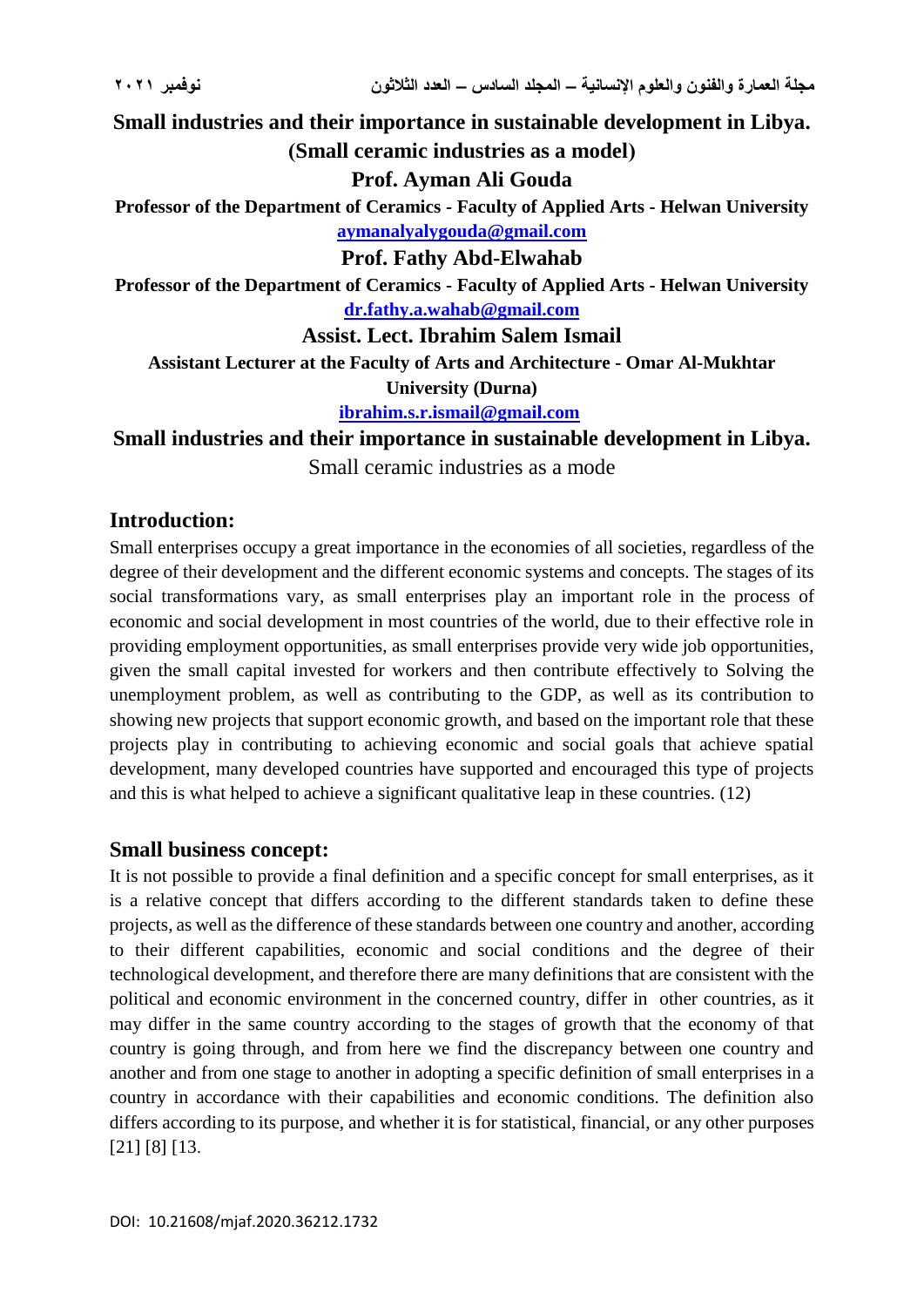# Small industries and their importance in sustainable development in Libya. (Small ceramic industries as a model)

**Prof. Ayman Ali Gouda**

**Professor of the Department of Ceramics - Faculty of Applied Arts - Helwan University**

aymanalyalygouda@gmail.com

**Prof. Fathy Abd-Elwahab**

**Professor of the Department of Ceramics - Faculty of Applied Arts - Helwan University**

dr.fathy.a.wahab@gmail.com

**Assist. Lect. Ibrahim Salem Ismail**

**Assistant Lecturer at the Faculty of Arts and Architecture - Omar Al-Mukhtar University (Durna)**

ibrahim.s.r.ismail@gmail.com

**Small industries and their importance in sustainable development in Libya.**

Small ceramic industries as a mode

## Introduction:

Small enterprises occupy a great importance in the economies of all societies, regardless of the degree of their development and the different economic systems and concepts. The stages of its social transformations vary, as small enterprises play an important role in the process of economic and social development in most countries of the world, due to their effective role in providing employment opportunities, as small enterprises provide very wide job opportunities, given the small capital invested for workers and then contribute effectively to Solving the unemployment problem, as well as contributing to the GDP, as well as its contribution to showing new projects that support economic growth, and based on the important role that these projects play in contributing to achieving economic and social goals that achieve spatial development, many developed countries have supported and encouraged this type of projects and this is what helped to achieve a significant qualitative leap in these countries. (12)

## Small business concept:

It is not possible to provide a final definition and a specific concept for small enterprises, as it is a relative concept that differs according to the different standards taken to define these projects, as well as the difference of these standards between one country and another, according to their different capabilities, economic and social conditions and the degree of their technological development, and therefore there are many definitions that are consistent with the political and economic environment in the concerned country, differ in other countries, as it may differ in the same country according to the stages of growth that the economy of that country is going through, and from here we find the discrepancy between one country and another and from one stage to another in adopting a specific definition of small enterprises in a country in accordance with their capabilities and economic conditions. The definition also differs according to its purpose, and whether it is for statistical, financial, or any other purposes [21] [8] [13.

DOI: 10.21608/mjaf.2020.36212.1732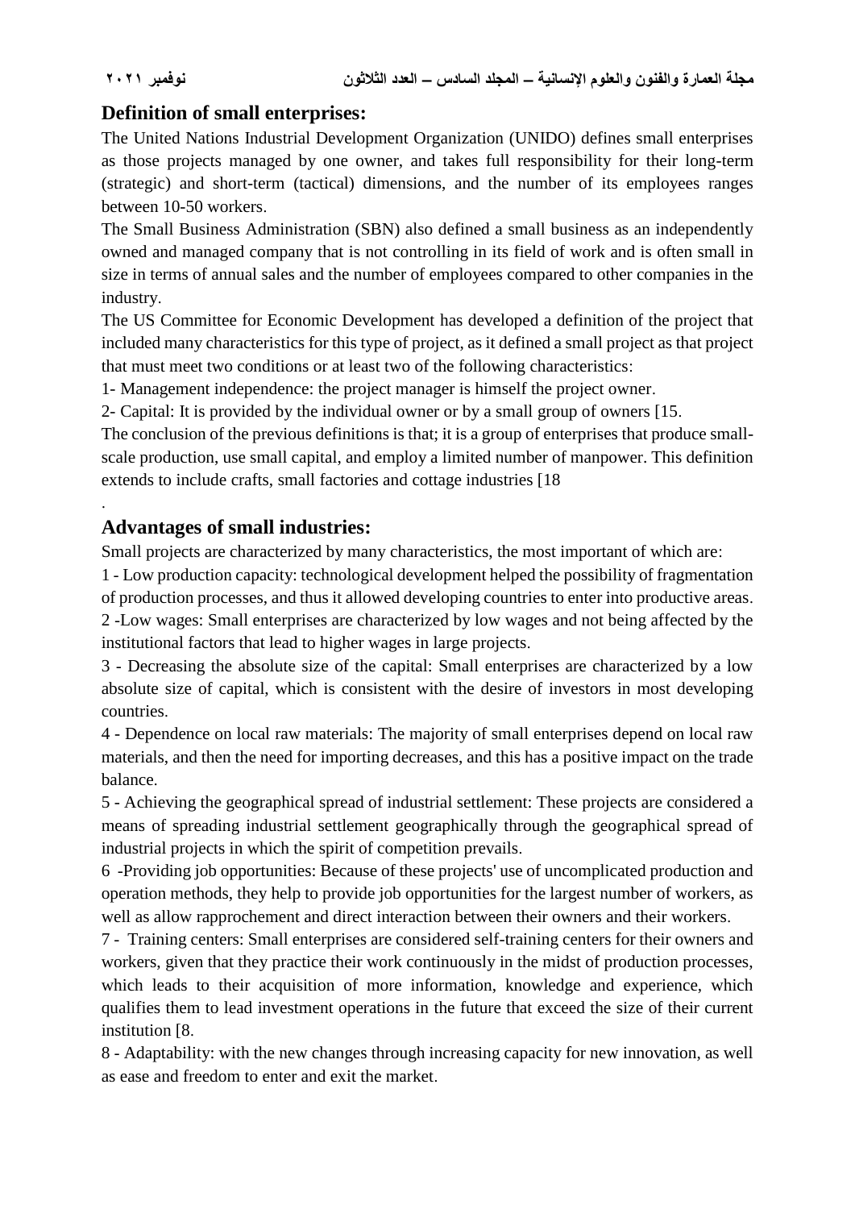## Definition of small enterprises:

The United Nations Industrial Development Organization (UNIDO) defines small enterprises as those projects managed by one owner, and takes full responsibility for their long-term (strategic) and short-term (tactical) dimensions, and the number of its employees ranges between 10-50 workers.

The Small Business Administration (SBN) also defined a small business as an independently owned and managed company that is not controlling in its field of work and is often small in size in terms of annual sales and the number of employees compared to other companies in the industry.

The US Committee for Economic Development has developed a definition of the project that included many characteristics for this type of project, as it defined a small project as that project that must meet two conditions or at least two of the following characteristics:

1- Management independence: the project manager is himself the project owner.

2- Capital: It is provided by the individual owner or by a small group of owners [15.

The conclusion of the previous definitions is that; it is a group of enterprises that produce small-scale production, use small capital, and employ a limited number of manpower. This definition extends to include crafts, small factories and cottage industries [18

.

## Advantages of small industries:

Small projects are characterized by many characteristics, the most important of which are:

1 - Low production capacity: technological development helped the possibility of fragmentation of production processes, and thus it allowed developing countries to enter into productive areas.

2 -Low wages: Small enterprises are characterized by low wages and not being affected by the institutional factors that lead to higher wages in large projects.

3 - Decreasing the absolute size of the capital: Small enterprises are characterized by a low absolute size of capital, which is consistent with the desire of investors in most developing countries.

4 - Dependence on local raw materials: The majority of small enterprises depend on local raw materials, and then the need for importing decreases, and this has a positive impact on the trade balance.

5 - Achieving the geographical spread of industrial settlement: These projects are considered a means of spreading industrial settlement geographically through the geographical spread of industrial projects in which the spirit of competition prevails.

6 -Providing job opportunities: Because of these projects' use of uncomplicated production and operation methods, they help to provide job opportunities for the largest number of workers, as well as allow rapprochement and direct interaction between their owners and their workers.

7 - Training centers: Small enterprises are considered self-training centers for their owners and workers, given that they practice their work continuously in the midst of production processes, which leads to their acquisition of more information, knowledge and experience, which qualifies them to lead investment operations in the future that exceed the size of their current institution [8.

8 - Adaptability: with the new changes through increasing capacity for new innovation, as well as ease and freedom to enter and exit the market.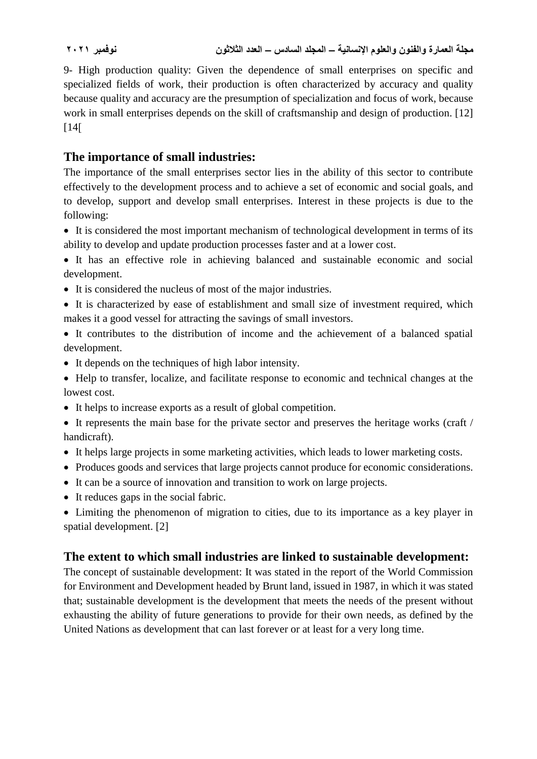9- High production quality: Given the dependence of small enterprises on specific and specialized fields of work, their production is often characterized by accuracy and quality because quality and accuracy are the presumption of specialization and focus of work, because work in small enterprises depends on the skill of craftsmanship and design of production. [12] [14[

## The importance of small industries:

The importance of the small enterprises sector lies in the ability of this sector to contribute effectively to the development process and to achieve a set of economic and social goals, and to develop, support and develop small enterprises. Interest in these projects is due to the following:

- It is considered the most important mechanism of technological development in terms of its ability to develop and update production processes faster and at a lower cost.
- It has an effective role in achieving balanced and sustainable economic and social development.
- It is considered the nucleus of most of the major industries.
- It is characterized by ease of establishment and small size of investment required, which makes it a good vessel for attracting the savings of small investors.
- It contributes to the distribution of income and the achievement of a balanced spatial development.
- It depends on the techniques of high labor intensity.
- Help to transfer, localize, and facilitate response to economic and technical changes at the lowest cost.
- It helps to increase exports as a result of global competition.
- It represents the main base for the private sector and preserves the heritage works (craft / handicraft).
- It helps large projects in some marketing activities, which leads to lower marketing costs.
- Produces goods and services that large projects cannot produce for economic considerations.
- It can be a source of innovation and transition to work on large projects.
- It reduces gaps in the social fabric.
- Limiting the phenomenon of migration to cities, due to its importance as a key player in spatial development. [2]

## The extent to which small industries are linked to sustainable development:

The concept of sustainable development: It was stated in the report of the World Commission for Environment and Development headed by Brunt land, issued in 1987, in which it was stated that; sustainable development is the development that meets the needs of the present without exhausting the ability of future generations to provide for their own needs, as defined by the United Nations as development that can last forever or at least for a very long time.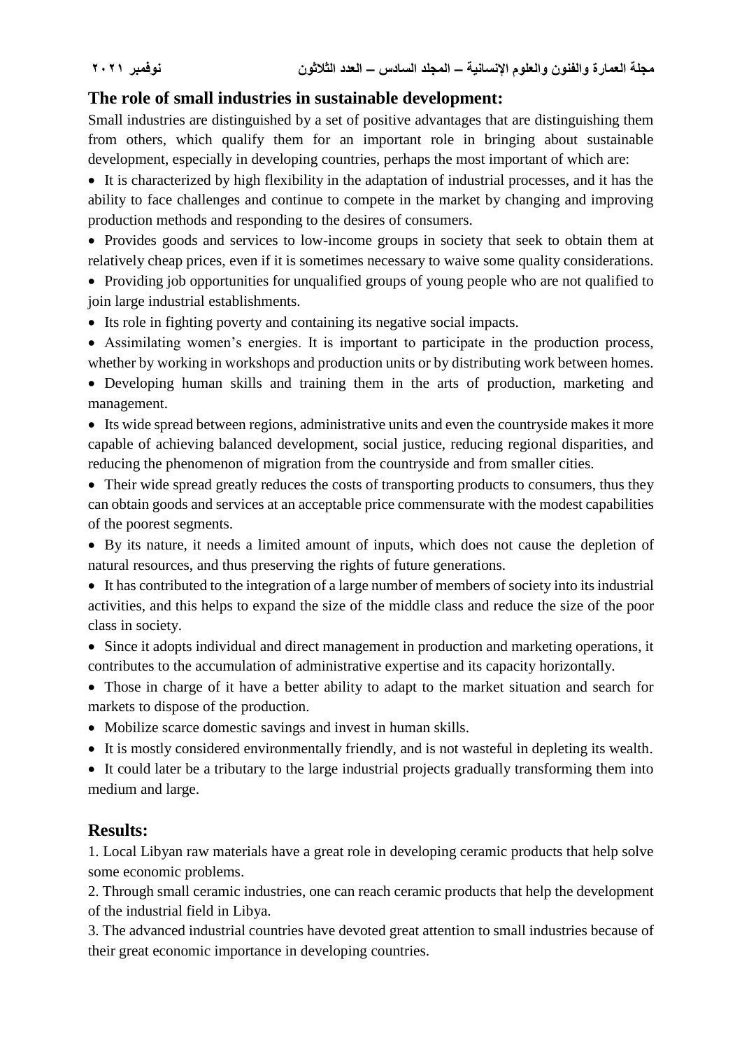## The role of small industries in sustainable development:

Small industries are distinguished by a set of positive advantages that are distinguishing them from others, which qualify them for an important role in bringing about sustainable development, especially in developing countries, perhaps the most important of which are:

- It is characterized by high flexibility in the adaptation of industrial processes, and it has the ability to face challenges and continue to compete in the market by changing and improving production methods and responding to the desires of consumers.
- Provides goods and services to low-income groups in society that seek to obtain them at relatively cheap prices, even if it is sometimes necessary to waive some quality considerations.
- Providing job opportunities for unqualified groups of young people who are not qualified to join large industrial establishments.
- Its role in fighting poverty and containing its negative social impacts.
- Assimilating women's energies. It is important to participate in the production process, whether by working in workshops and production units or by distributing work between homes.
- Developing human skills and training them in the arts of production, marketing and management.
- Its wide spread between regions, administrative units and even the countryside makes it more capable of achieving balanced development, social justice, reducing regional disparities, and reducing the phenomenon of migration from the countryside and from smaller cities.
- Their wide spread greatly reduces the costs of transporting products to consumers, thus they can obtain goods and services at an acceptable price commensurate with the modest capabilities of the poorest segments.
- By its nature, it needs a limited amount of inputs, which does not cause the depletion of natural resources, and thus preserving the rights of future generations.
- It has contributed to the integration of a large number of members of society into its industrial activities, and this helps to expand the size of the middle class and reduce the size of the poor class in society.
- Since it adopts individual and direct management in production and marketing operations, it contributes to the accumulation of administrative expertise and its capacity horizontally.
- Those in charge of it have a better ability to adapt to the market situation and search for markets to dispose of the production.
- Mobilize scarce domestic savings and invest in human skills.
- It is mostly considered environmentally friendly, and is not wasteful in depleting its wealth.
- It could later be a tributary to the large industrial projects gradually transforming them into medium and large.

## Results:

1. Local Libyan raw materials have a great role in developing ceramic products that help solve some economic problems.
2. Through small ceramic industries, one can reach ceramic products that help the development of the industrial field in Libya.
3. The advanced industrial countries have devoted great attention to small industries because of their great economic importance in developing countries.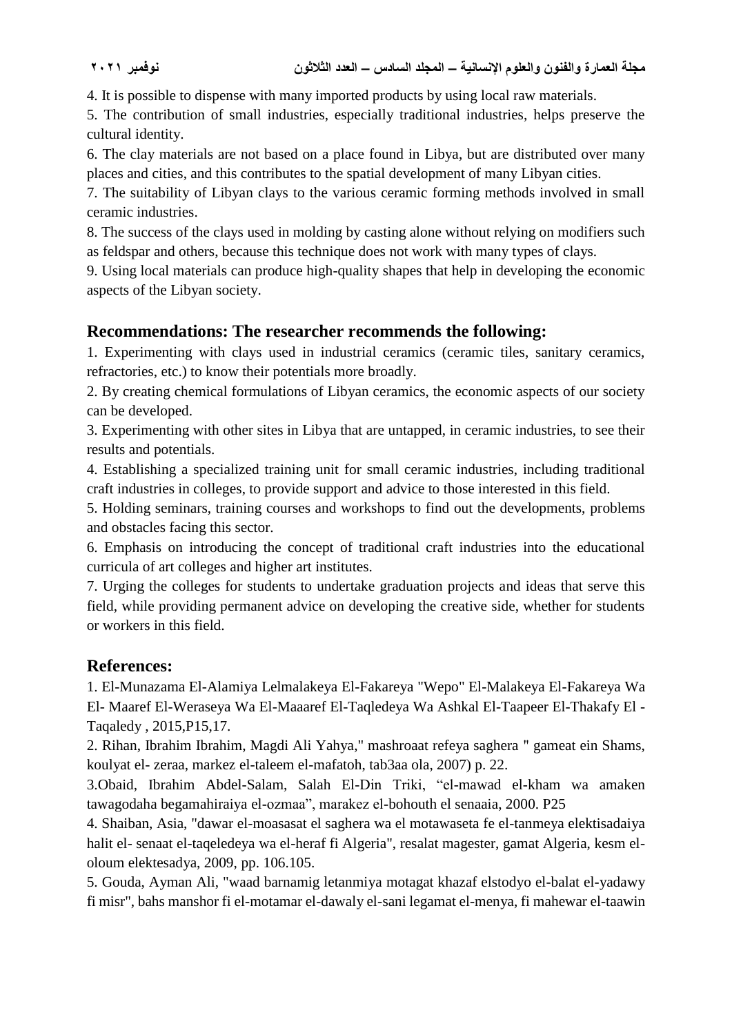4. It is possible to dispense with many imported products by using local raw materials.

5. The contribution of small industries, especially traditional industries, helps preserve the cultural identity.

6. The clay materials are not based on a place found in Libya, but are distributed over many places and cities, and this contributes to the spatial development of many Libyan cities.

7. The suitability of Libyan clays to the various ceramic forming methods involved in small ceramic industries.

8. The success of the clays used in molding by casting alone without relying on modifiers such as feldspar and others, because this technique does not work with many types of clays.

9. Using local materials can produce high-quality shapes that help in developing the economic aspects of the Libyan society.

## Recommendations: The researcher recommends the following:

1. Experimenting with clays used in industrial ceramics (ceramic tiles, sanitary ceramics, refractories, etc.) to know their potentials more broadly.

2. By creating chemical formulations of Libyan ceramics, the economic aspects of our society can be developed.

3. Experimenting with other sites in Libya that are untapped, in ceramic industries, to see their results and potentials.

4. Establishing a specialized training unit for small ceramic industries, including traditional craft industries in colleges, to provide support and advice to those interested in this field.

5. Holding seminars, training courses and workshops to find out the developments, problems and obstacles facing this sector.

6. Emphasis on introducing the concept of traditional craft industries into the educational curricula of art colleges and higher art institutes.

7. Urging the colleges for students to undertake graduation projects and ideas that serve this field, while providing permanent advice on developing the creative side, whether for students or workers in this field.

## References:

1. El-Munazama El-Alamiya Lelmalakeya El-Fakareya "Wepo" El-Malakeya El-Fakareya Wa El- Maaref El-Weraseya Wa El-Maaaref El-Taqledeya Wa Ashkal El-Taapeer El-Thakafy El - Taqaledy , 2015,P15,17.

2. Rihan, Ibrahim Ibrahim, Magdi Ali Yahya," mashroaat refeya saghera " gameat ein Shams, koulyat el- zeraa, markez el-taleem el-mafatoh, tab3aa ola, 2007) p. 22.

3.Obaid, Ibrahim Abdel-Salam, Salah El-Din Triki, "el-mawad el-kham wa amaken tawagodaha begamahiraiya el-ozmaa", marakez el-bohouth el senaaia, 2000. P25

4. Shaiban, Asia, "dawar el-moasasat el saghera wa el motawaseta fe el-tanmeya elektisadaiya halit el- senaat el-taqeledeya wa el-heraf fi Algeria", resalat magester, gamat Algeria, kesm el-oloum elektesadya, 2009, pp. 106.105.

5. Gouda, Ayman Ali, "waad barnamig letanmiya motagat khazaf elstodyo el-balat el-yadawy fi misr", bahs manshor fi el-motamar el-dawaly el-sani legamat el-menya, fi mahewar el-taawin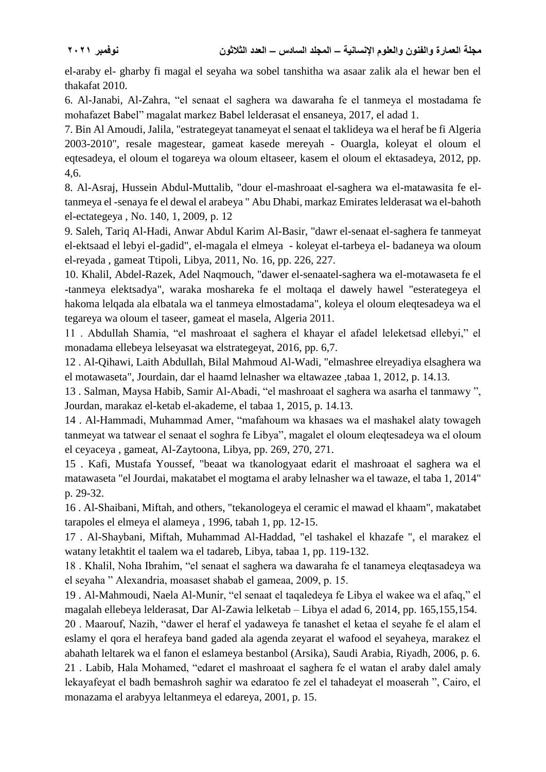el-araby el- gharby fi magal el seyaha wa sobel tanshitha wa asaar zalik ala el hewar ben el thakafat 2010.

6. Al-Janabi, Al-Zahra, “el senaat el saghera wa dawaraha fe el tanmeya el mostadama fe mohafazet Babel” magalat markez Babel lelderasat el ensaneya, 2017, el adad 1.

7. Bin Al Amoudi, Jalila, "estrategeyat tanameyat el senaat el taklideya wa el heraf be fi Algeria 2003-2010", resale magestear, gameat kasede mereyah - Ouargla, koleyat el oloum el eqtesadeya, el oloum el togareya wa oloum eltaseer, kasem el oloum el ektasadeya, 2012, pp. 4,6.

8. Al-Asraj, Hussein Abdul-Muttalib, "dour el-mashroaat el-saghera wa el-matawasita fe el-tanmeya el -senaya fe el dewal el arabeya " Abu Dhabi, markaz Emirates lelderasat wa el-bahoth el-ectategeya , No. 140, 1, 2009, p. 12

9. Saleh, Tariq Al-Hadi, Anwar Abdul Karim Al-Basir, "dawr el-senaat el-saghera fe tanmeyat el-ektsaad el lebyi el-gadid", el-magala el elmeya - koleyat el-tarbeya el- badaneya wa oloum el-reyada , gameat Ttipoli, Libya, 2011, No. 16, pp. 226, 227.

10. Khalil, Abdel-Razek, Adel Naqmouch, "dawer el-senaatel-saghera wa el-motawaseta fe el -tanmeya elektsadya", waraka moshareka fe el moltaqa el dawely hawel "esterategeya el hakoma lelqada ala elbatala wa el tanmeya elmostadama", koleya el oloum eleqtesadeya wa el tegareya wa oloum el taseer, gameat el masela, Algeria 2011.

11 . Abdullah Shamia, “el mashroaat el saghera el khayar el afadel leleketsad ellebyi,” el monadama ellebeya lelseyasat wa elstrategeyat, 2016, pp. 6,7.

12 . Al-Qihawi, Laith Abdullah, Bilal Mahmoud Al-Wadi, "elmashree elreyadiya elsaghera wa el motawaseta", Jourdain, dar el haamd lelnasher wa eltawazee ,tabaa 1, 2012, p. 14.13.

13 . Salman, Maysa Habib, Samir Al-Abadi, “el mashroaat el saghera wa asarha el tanmawy ”, Jourdan, marakaz el-ketab el-akademe, el tabaa 1, 2015, p. 14.13.

14 . Al-Hammadi, Muhammad Amer, “mafahoum wa khasaes wa el mashakel alaty towageh tanmeyat wa tatwear el senaat el soghra fe Libya”, magalet el oloum eleqtesadeya wa el oloum el ceyaceya , gameat, Al-Zaytoona, Libya, pp. 269, 270, 271.

15 . Kafi, Mustafa Youssef, "beaat wa tkanologyaat edarit el mashroaat el saghera wa el matawaseta "el Jourdai, makatabet el mogtama el araby lelnasher wa el tawaze, el taba 1, 2014" p. 29-32.

16 . Al-Shaibani, Miftah, and others, "tekanologeya el ceramic el mawad el khaam", makatabet tarapoles el elmeya el alameya , 1996, tabah 1, pp. 12-15.

17 . Al-Shaybani, Miftah, Muhammad Al-Haddad, "el tashakel el khazafe ", el marakez el watany letakhtit el taalem wa el tadareb, Libya, tabaa 1, pp. 119-132.

18 . Khalil, Noha Ibrahim, “el senaat el saghera wa dawaraha fe el tanameya eleqtasadeya wa el seyaha ” Alexandria, moasaset shabab el gameaa, 2009, p. 15.

19 . Al-Mahmoudi, Naela Al-Munir, “el senaat el taqaledeya fe Libya el wakee wa el afaq,” el magalah ellebeya lelderasat, Dar Al-Zawia lelketab – Libya el adad 6, 2014, pp. 165,155,154.

20 . Maarouf, Nazih, “dawer el heraf el yadaweya fe tanashet el ketaa el seyahe fe el alam el eslamy el qora el herafeya band gaded ala agenda zeyarat el wafood el seyaheya, marakez el abahath leltarek wa el fanon el eslameya bestanbol (Arsika), Saudi Arabia, Riyadh, 2006, p. 6.

21 . Labib, Hala Mohamed, “edaret el mashroaat el saghera fe el watan el araby dalel amaly lekayafeyat el badh bemashroh saghir wa edaratoo fe zel el tahadeyat el moaserah ”, Cairo, el monazama el arabyya leltanmeya el edareya, 2001, p. 15.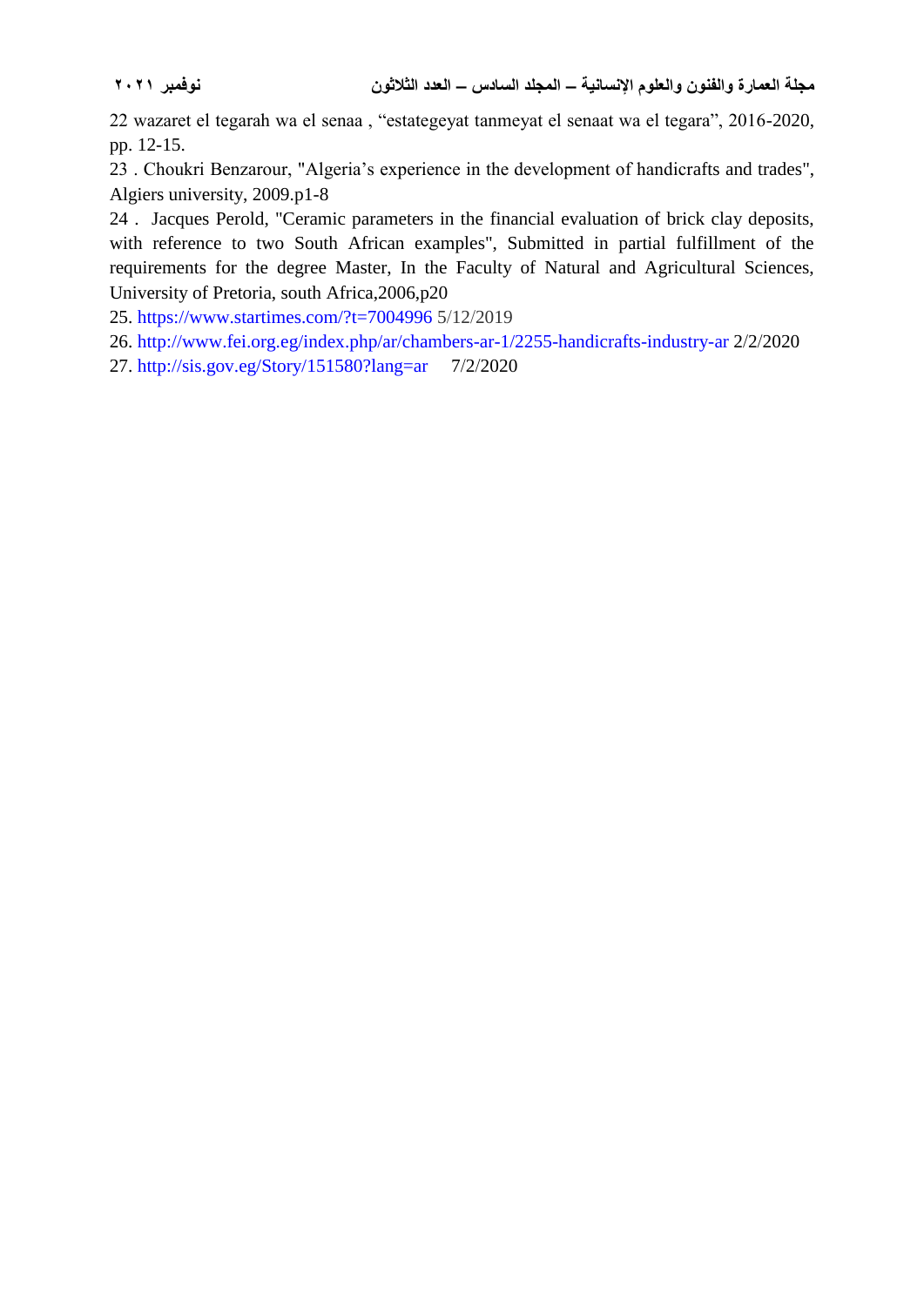22 wazaret el tegarah wa el senaa , “estategeyat tanmeyat el senaat wa el tegara”, 2016-2020, pp. 12-15.

23 . Choukri Benzarour, "Algeria’s experience in the development of handicrafts and trades", Algiers university, 2009.p1-8

24 . Jacques Perold, "Ceramic parameters in the financial evaluation of brick clay deposits, with reference to two South African examples", Submitted in partial fulfillment of the requirements for the degree Master, In the Faculty of Natural and Agricultural Sciences, University of Pretoria, south Africa,2006,p20

25. https://www.startimes.com/?t=7004996 5/12/2019

26. http://www.fei.org.eg/index.php/ar/chambers-ar-1/2255-handicrafts-industry-ar 2/2/2020

27. http://sis.gov.eg/Story/151580?lang=ar 7/2/2020